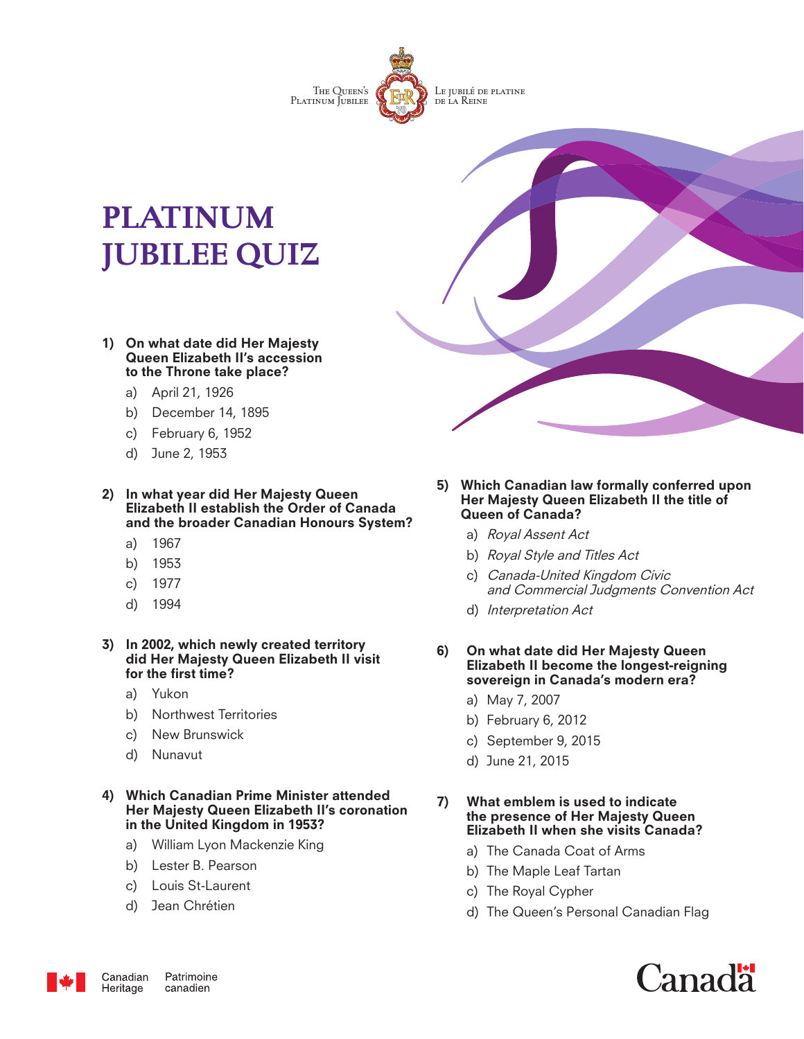The Queen's Platinum Jubilee

Le jubilé de platine de la Reine

# PLATINUM JUBILEE QUIZ

**1) On what date did Her Majesty Queen Elizabeth II's accession to the Throne take place?**

a) April 21, 1926

b) December 14, 1895

c) February 6, 1952

d) June 2, 1953

**2) In what year did Her Majesty Queen Elizabeth II establish the Order of Canada and the broader Canadian Honours System?**

a) 1967

b) 1953

c) 1977

d) 1994

**3) In 2002, which newly created territory did Her Majesty Queen Elizabeth II visit for the first time?**

a) Yukon

b) Northwest Territories

c) New Brunswick

d) Nunavut

**4) Which Canadian Prime Minister attended Her Majesty Queen Elizabeth II's coronation in the United Kingdom in 1953?**

a) William Lyon Mackenzie King

b) Lester B. Pearson

c) Louis St-Laurent

d) Jean Chrétien

**5) Which Canadian law formally conferred upon Her Majesty Queen Elizabeth II the title of Queen of Canada?**

a) *Royal Assent Act*

b) *Royal Style and Titles Act*

c) *Canada-United Kingdom Civic and Commercial Judgments Convention Act*

d) *Interpretation Act*

**6) On what date did Her Majesty Queen Elizabeth II become the longest-reigning sovereign in Canada's modern era?**

a) May 7, 2007

b) February 6, 2012

c) September 9, 2015

d) June 21, 2015

**7) What emblem is used to indicate the presence of Her Majesty Queen Elizabeth II when she visits Canada?**

a) The Canada Coat of Arms

b) The Maple Leaf Tartan

c) The Royal Cypher

d) The Queen's Personal Canadian Flag

Canadian Heritage / Patrimoine canadien

Canada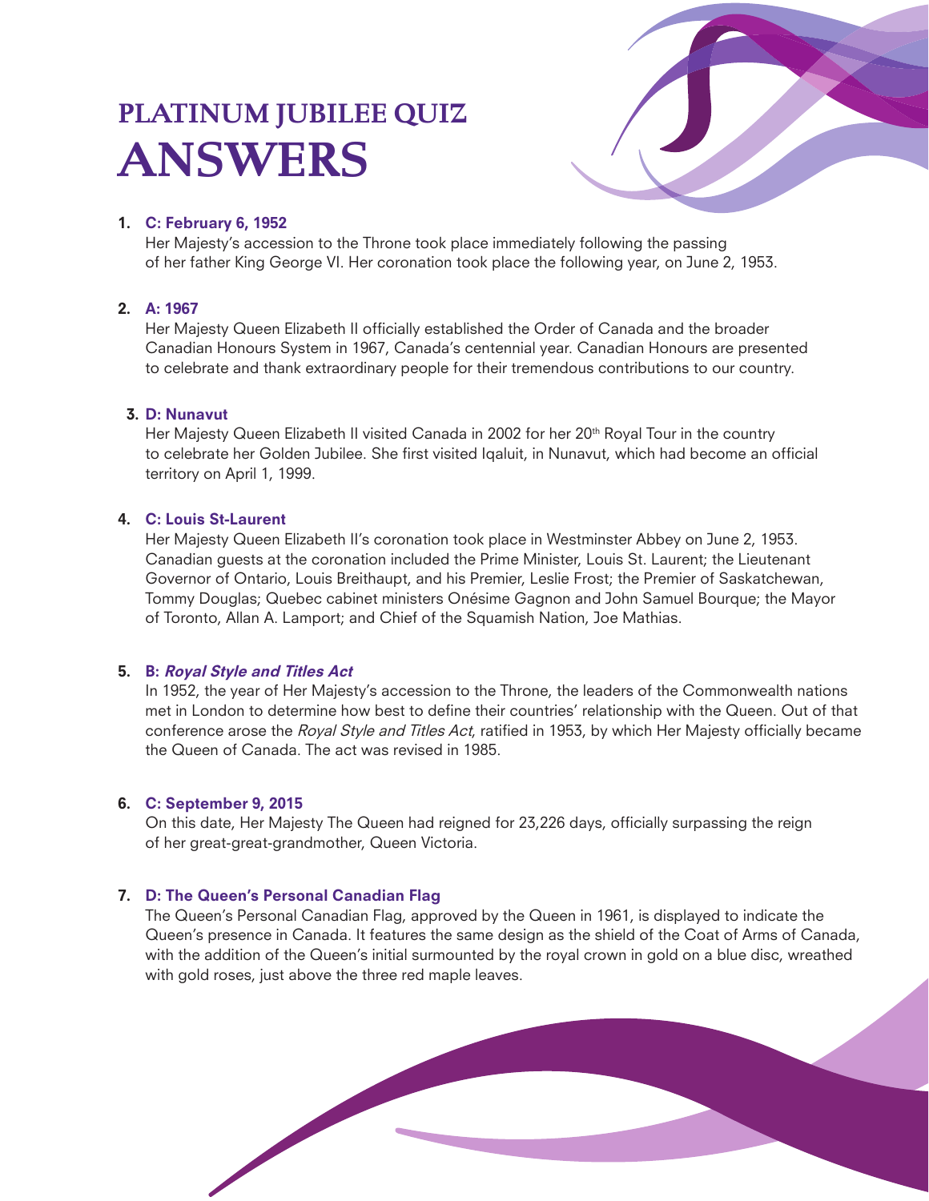# PLATINUM JUBILEE QUIZ
# ANSWERS

1. **C: February 6, 1952**
   Her Majesty's accession to the Throne took place immediately following the passing of her father King George VI. Her coronation took place the following year, on June 2, 1953.

2. **A: 1967**
   Her Majesty Queen Elizabeth II officially established the Order of Canada and the broader Canadian Honours System in 1967, Canada's centennial year. Canadian Honours are presented to celebrate and thank extraordinary people for their tremendous contributions to our country.

3. **D: Nunavut**
   Her Majesty Queen Elizabeth II visited Canada in 2002 for her 20th Royal Tour in the country to celebrate her Golden Jubilee. She first visited Iqaluit, in Nunavut, which had become an official territory on April 1, 1999.

4. **C: Louis St-Laurent**
   Her Majesty Queen Elizabeth II's coronation took place in Westminster Abbey on June 2, 1953. Canadian guests at the coronation included the Prime Minister, Louis St. Laurent; the Lieutenant Governor of Ontario, Louis Breithaupt, and his Premier, Leslie Frost; the Premier of Saskatchewan, Tommy Douglas; Quebec cabinet ministers Onésime Gagnon and John Samuel Bourque; the Mayor of Toronto, Allan A. Lamport; and Chief of the Squamish Nation, Joe Mathias.

5. **B: *Royal Style and Titles Act***
   In 1952, the year of Her Majesty's accession to the Throne, the leaders of the Commonwealth nations met in London to determine how best to define their countries' relationship with the Queen. Out of that conference arose the *Royal Style and Titles Act*, ratified in 1953, by which Her Majesty officially became the Queen of Canada. The act was revised in 1985.

6. **C: September 9, 2015**
   On this date, Her Majesty The Queen had reigned for 23,226 days, officially surpassing the reign of her great-great-grandmother, Queen Victoria.

7. **D: The Queen's Personal Canadian Flag**
   The Queen's Personal Canadian Flag, approved by the Queen in 1961, is displayed to indicate the Queen's presence in Canada. It features the same design as the shield of the Coat of Arms of Canada, with the addition of the Queen's initial surmounted by the royal crown in gold on a blue disc, wreathed with gold roses, just above the three red maple leaves.